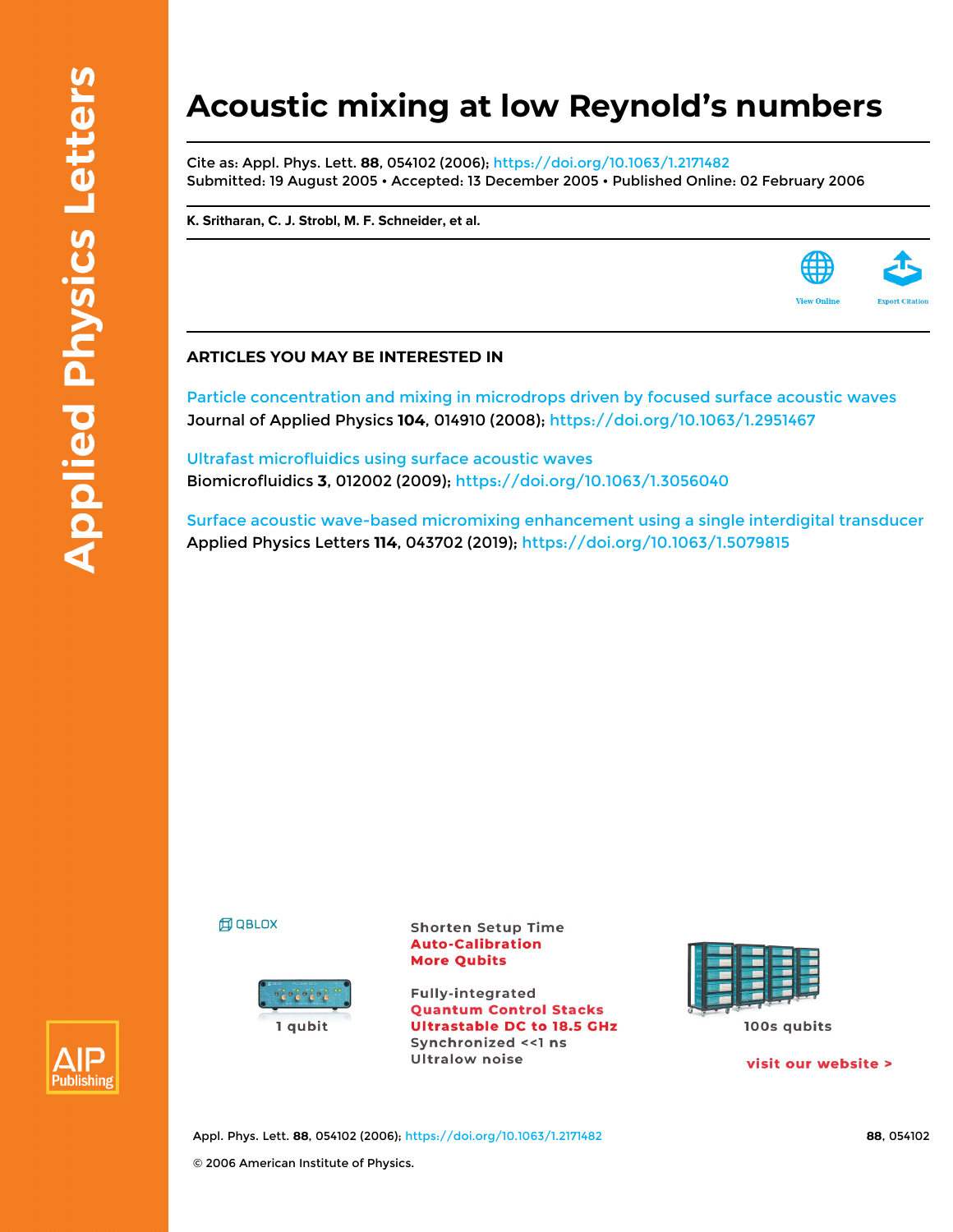# Acoustic mixing at low Reynold's numbers

Cite as: Appl. Phys. Lett. **88**, 054102 (2006); https://doi.org/10.1063/1.2171482
Submitted: 19 August 2005 • Accepted: 13 December 2005 • Published Online: 02 February 2006

**K. Sritharan, C. J. Strobl, M. F. Schneider, et al.**

## ARTICLES YOU MAY BE INTERESTED IN

Particle concentration and mixing in microdrops driven by focused surface acoustic waves
Journal of Applied Physics **104**, 014910 (2008); https://doi.org/10.1063/1.2951467

Ultrafast microfluidics using surface acoustic waves
Biomicrofluidics **3**, 012002 (2009); https://doi.org/10.1063/1.3056040

Surface acoustic wave-based micromixing enhancement using a single interdigital transducer
Applied Physics Letters **114**, 043702 (2019); https://doi.org/10.1063/1.5079815

© 2006 American Institute of Physics.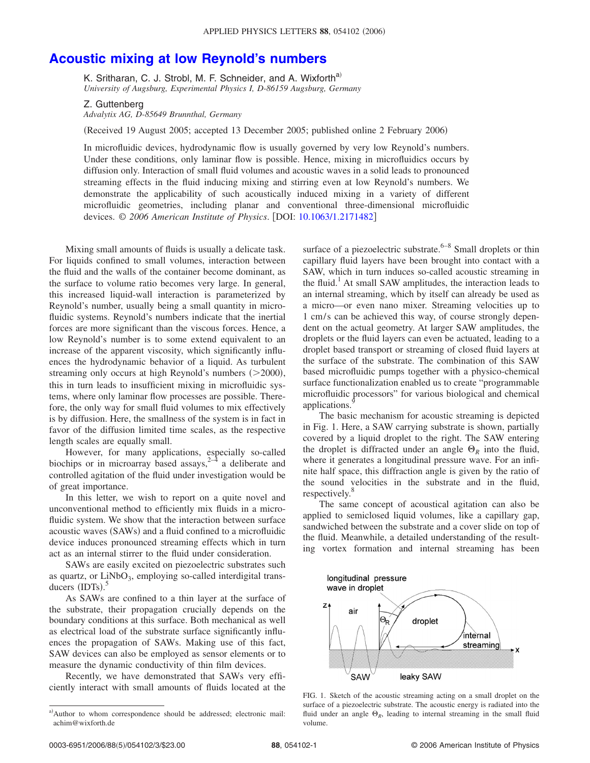# Acoustic mixing at low Reynold's numbers

K. Sritharan, C. J. Strobl, M. F. Schneider, and A. Wixforth[a)]
*University of Augsburg, Experimental Physics I, D-86159 Augsburg, Germany*

Z. Guttenberg
*Advalytix AG, D-85649 Brunnthal, Germany*

(Received 19 August 2005; accepted 13 December 2005; published online 2 February 2006)

In microfluidic devices, hydrodynamic flow is usually governed by very low Reynold's numbers. Under these conditions, only laminar flow is possible. Hence, mixing in microfluidics occurs by diffusion only. Interaction of small fluid volumes and acoustic waves in a solid leads to pronounced streaming effects in the fluid inducing mixing and stirring even at low Reynold's numbers. We demonstrate the applicability of such acoustically induced mixing in a variety of different microfluidic geometries, including planar and conventional three-dimensional microfluidic devices. © *2006 American Institute of Physics*. [DOI: 10.1063/1.2171482]

Mixing small amounts of fluids is usually a delicate task. For liquids confined to small volumes, interaction between the fluid and the walls of the container become dominant, as the surface to volume ratio becomes very large. In general, this increased liquid-wall interaction is parameterized by Reynold's number, usually being a small quantity in microfluidic systems. Reynold's numbers indicate that the inertial forces are more significant than the viscous forces. Hence, a low Reynold's number is to some extend equivalent to an increase of the apparent viscosity, which significantly influences the hydrodynamic behavior of a liquid. As turbulent streaming only occurs at high Reynold's numbers (>2000), this in turn leads to insufficient mixing in microfluidic systems, where only laminar flow processes are possible. Therefore, the only way for small fluid volumes to mix effectively is by diffusion. Here, the smallness of the system is in fact in favor of the diffusion limited time scales, as the respective length scales are equally small.

However, for many applications, especially so-called biochips or in microarray based assays,[2–4] a deliberate and controlled agitation of the fluid under investigation would be of great importance.

In this letter, we wish to report on a quite novel and unconventional method to efficiently mix fluids in a microfluidic system. We show that the interaction between surface acoustic waves (SAWs) and a fluid confined to a microfluidic device induces pronounced streaming effects which in turn act as an internal stirrer to the fluid under consideration.

SAWs are easily excited on piezoelectric substrates such as quartz, or $LiNbO_3$, employing so-called interdigital transducers (IDTs).[5]

As SAWs are confined to a thin layer at the surface of the substrate, their propagation crucially depends on the boundary conditions at this surface. Both mechanical as well as electrical load of the substrate surface significantly influences the propagation of SAWs. Making use of this fact, SAW devices can also be employed as sensor elements or to measure the dynamic conductivity of thin film devices.

Recently, we have demonstrated that SAWs very efficiently interact with small amounts of fluids located at the surface of a piezoelectric substrate.[6–8] Small droplets or thin capillary fluid layers have been brought into contact with a SAW, which in turn induces so-called acoustic streaming in the fluid.[1] At small SAW amplitudes, the interaction leads to an internal streaming, which by itself can already be used as a micro—or even nano mixer. Streaming velocities up to 1 cm/s can be achieved this way, of course strongly dependent on the actual geometry. At larger SAW amplitudes, the droplets or the fluid layers can even be actuated, leading to a droplet based transport or streaming of closed fluid layers at the surface of the substrate. The combination of this SAW based microfluidic pumps together with a physico-chemical surface functionalization enabled us to create "programmable microfluidic processors" for various biological and chemical applications.[9]

The basic mechanism for acoustic streaming is depicted in Fig. 1. Here, a SAW carrying substrate is shown, partially covered by a liquid droplet to the right. The SAW entering the droplet is diffracted under an angle $\Theta_R$ into the fluid, where it generates a longitudinal pressure wave. For an infinite half space, this diffraction angle is given by the ratio of the sound velocities in the substrate and in the fluid, respectively.[8]

The same concept of acoustical agitation can also be applied to semiclosed liquid volumes, like a capillary gap, sandwiched between the substrate and a cover slide on top of the fluid. Meanwhile, a detailed understanding of the resulting vortex formation and internal streaming has been

FIG. 1. Sketch of the acoustic streaming acting on a small droplet on the surface of a piezoelectric substrate. The acoustic energy is radiated into the fluid under an angle $\Theta_R$, leading to internal streaming in the small fluid volume.

[a)]Author to whom correspondence should be addressed; electronic mail: achim@wixforth.de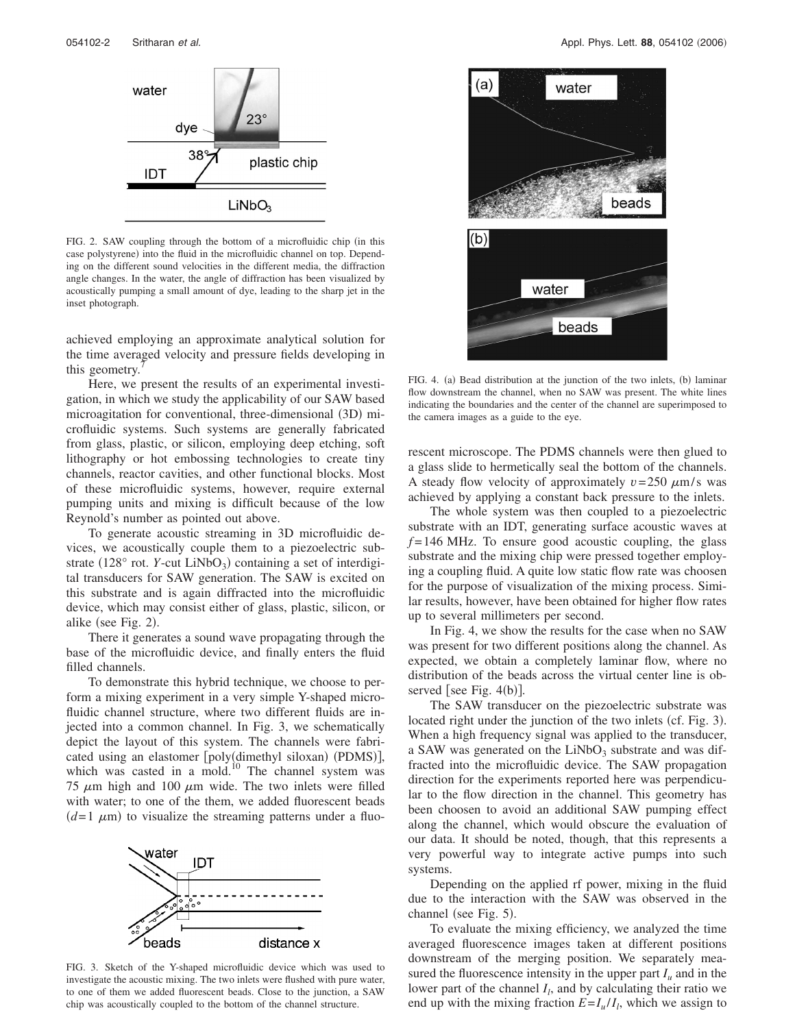FIG. 2. SAW coupling through the bottom of a microfluidic chip (in this case polystyrene) into the fluid in the microfluidic channel on top. Depending on the different sound velocities in the different media, the diffraction angle changes. In the water, the angle of diffraction has been visualized by acoustically pumping a small amount of dye, leading to the sharp jet in the inset photograph.

achieved employing an approximate analytical solution for the time averaged velocity and pressure fields developing in this geometry.[7]

Here, we present the results of an experimental investigation, in which we study the applicability of our SAW based microagitation for conventional, three-dimensional (3D) microfluidic systems. Such systems are generally fabricated from glass, plastic, or silicon, employing deep etching, soft lithography or hot embossing technologies to create tiny channels, reactor cavities, and other functional blocks. Most of these microfluidic systems, however, require external pumping units and mixing is difficult because of the low Reynold's number as pointed out above.

To generate acoustic streaming in 3D microfluidic devices, we acoustically couple them to a piezoelectric substrate (128° rot. *Y*-cut $LiNbO_3$) containing a set of interdigital transducers for SAW generation. The SAW is excited on this substrate and is again diffracted into the microfluidic device, which may consist either of glass, plastic, silicon, or alike (see Fig. 2).

There it generates a sound wave propagating through the base of the microfluidic device, and finally enters the fluid filled channels.

To demonstrate this hybrid technique, we choose to perform a mixing experiment in a very simple Y-shaped microfluidic channel structure, where two different fluids are injected into a common channel. In Fig. 3, we schematically depict the layout of this system. The channels were fabricated using an elastomer [poly(dimethyl siloxan) (PDMS)], which was casted in a mold.[10] The channel system was 75 $\mu$m high and 100 $\mu$m wide. The two inlets were filled with water; to one of the them, we added fluorescent beads ($d$=1 $\mu$m) to visualize the streaming patterns under a fluorescent microscope. The PDMS channels were then glued to a glass slide to hermetically seal the bottom of the channels. A steady flow velocity of approximately $v$=250 $\mu$m/s was achieved by applying a constant back pressure to the inlets.

FIG. 3. Sketch of the Y-shaped microfluidic device which was used to investigate the acoustic mixing. The two inlets were flushed with pure water, to one of them we added fluorescent beads. Close to the junction, a SAW chip was acoustically coupled to the bottom of the channel structure.

FIG. 4. (a) Bead distribution at the junction of the two inlets, (b) laminar flow downstream the channel, when no SAW was present. The white lines indicating the boundaries and the center of the channel are superimposed to the camera images as a guide to the eye.

The whole system was then coupled to a piezoelectric substrate with an IDT, generating surface acoustic waves at $f$=146 MHz. To ensure good acoustic coupling, the glass substrate and the mixing chip were pressed together employing a coupling fluid. A quite low static flow rate was choosen for the purpose of visualization of the mixing process. Similar results, however, have been obtained for higher flow rates up to several millimeters per second.

In Fig. 4, we show the results for the case when no SAW was present for two different positions along the channel. As expected, we obtain a completely laminar flow, where no distribution of the beads across the virtual center line is observed [see Fig. 4(b)].

The SAW transducer on the piezoelectric substrate was located right under the junction of the two inlets (cf. Fig. 3). When a high frequency signal was applied to the transducer, a SAW was generated on the $LiNbO_3$ substrate and was diffracted into the microfluidic device. The SAW propagation direction for the experiments reported here was perpendicular to the flow direction in the channel. This geometry has been choosen to avoid an additional SAW pumping effect along the channel, which would obscure the evaluation of our data. It should be noted, though, that this represents a very powerful way to integrate active pumps into such systems.

Depending on the applied rf power, mixing in the fluid due to the interaction with the SAW was observed in the channel (see Fig. 5).

To evaluate the mixing efficiency, we analyzed the time averaged fluorescence images taken at different positions downstream of the merging position. We separately measured the fluorescence intensity in the upper part $I_u$ and in the lower part of the channel $I_l$, and by calculating their ratio we end up with the mixing fraction $E=I_u/I_l$, which we assign to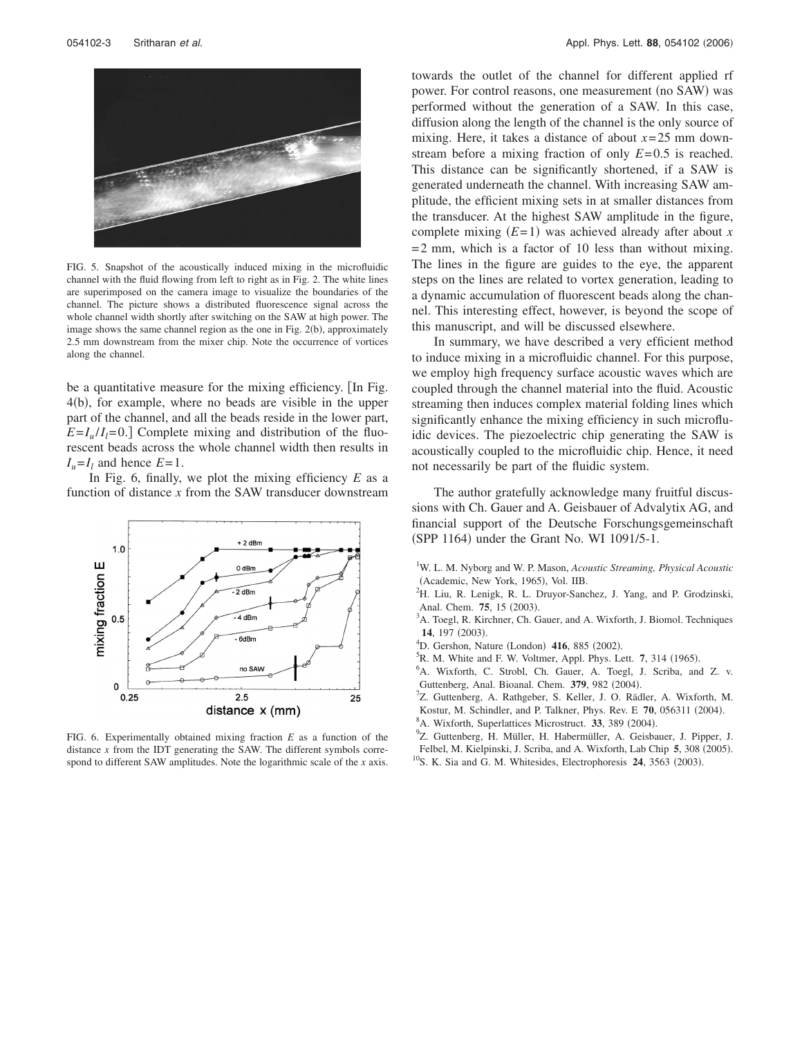FIG. 5. Snapshot of the acoustically induced mixing in the microfluidic channel with the fluid flowing from left to right as in Fig. 2. The white lines are superimposed on the camera image to visualize the boundaries of the channel. The picture shows a distributed fluorescence signal across the whole channel width shortly after switching on the SAW at high power. The image shows the same channel region as the one in Fig. 2(b), approximately 2.5 mm downstream from the mixer chip. Note the occurrence of vortices along the channel.

be a quantitative measure for the mixing efficiency. [In Fig. 4(b), for example, where no beads are visible in the upper part of the channel, and all the beads reside in the lower part, $E=I_u/I_l=0$.] Complete mixing and distribution of the fluorescent beads across the whole channel width then results in $I_u=I_l$ and hence $E=1$.

In Fig. 6, finally, we plot the mixing efficiency $E$ as a function of distance $x$ from the SAW transducer downstream towards the outlet of the channel for different applied rf power. For control reasons, one measurement (no SAW) was performed without the generation of a SAW. In this case, diffusion along the length of the channel is the only source of mixing. Here, it takes a distance of about $x=25$ mm downstream before a mixing fraction of only $E=0.5$ is reached. This distance can be significantly shortened, if a SAW is generated underneath the channel. With increasing SAW amplitude, the efficient mixing sets in at smaller distances from the transducer. At the highest SAW amplitude in the figure, complete mixing ($E=1$) was achieved already after about $x=2$ mm, which is a factor of 10 less than without mixing. The lines in the figure are guides to the eye, the apparent steps on the lines are related to vortex generation, leading to a dynamic accumulation of fluorescent beads along the channel. This interesting effect, however, is beyond the scope of this manuscript, and will be discussed elsewhere.

mixing fraction E
distance x (mm)
0.25
2.5
25
0
0.5
1.0
+ 2 dBm
0 dBm
- 2 dBm
- 4 dBm
- 6dBm
no SAW

FIG. 6. Experimentally obtained mixing fraction $E$ as a function of the distance $x$ from the IDT generating the SAW. The different symbols correspond to different SAW amplitudes. Note the logarithmic scale of the $x$ axis.

In summary, we have described a very efficient method to induce mixing in a microfluidic channel. For this purpose, we employ high frequency surface acoustic waves which are coupled through the channel material into the fluid. Acoustic streaming then induces complex material folding lines which significantly enhance the mixing efficiency in such microfluidic devices. The piezoelectric chip generating the SAW is acoustically coupled to the microfluidic chip. Hence, it need not necessarily be part of the fluidic system.

The author gratefully acknowledge many fruitful discussions with Ch. Gauer and A. Geisbauer of Advalytix AG, and financial support of the Deutsche Forschungsgemeinschaft (SPP 1164) under the Grant No. WI 1091/5-1.

[1] W. L. M. Nyborg and W. P. Mason, *Acoustic Streaming, Physical Acoustic* (Academic, New York, 1965), Vol. IIB.

[2] H. Liu, R. Lenigk, R. L. Druyor-Sanchez, J. Yang, and P. Grodzinski, Anal. Chem. **75**, 15 (2003).

[3] A. Toegl, R. Kirchner, Ch. Gauer, and A. Wixforth, J. Biomol. Techniques **14**, 197 (2003).

[4] D. Gershon, Nature (London) **416**, 885 (2002).

[5] R. M. White and F. W. Voltmer, Appl. Phys. Lett. **7**, 314 (1965).

[6] A. Wixforth, C. Strobl, Ch. Gauer, A. Toegl, J. Scriba, and Z. v. Guttenberg, Anal. Bioanal. Chem. **379**, 982 (2004).

[7] Z. Guttenberg, A. Rathgeber, S. Keller, J. O. Rädler, A. Wixforth, M. Kostur, M. Schindler, and P. Talkner, Phys. Rev. E **70**, 056311 (2004).

[8] A. Wixforth, Superlattices Microstruct. **33**, 389 (2004).

[9] Z. Guttenberg, H. Müller, H. Habermüller, A. Geisbauer, J. Pipper, J. Felbel, M. Kielpinski, J. Scriba, and A. Wixforth, Lab Chip **5**, 308 (2005).

[10] S. K. Sia and G. M. Whitesides, Electrophoresis **24**, 3563 (2003).